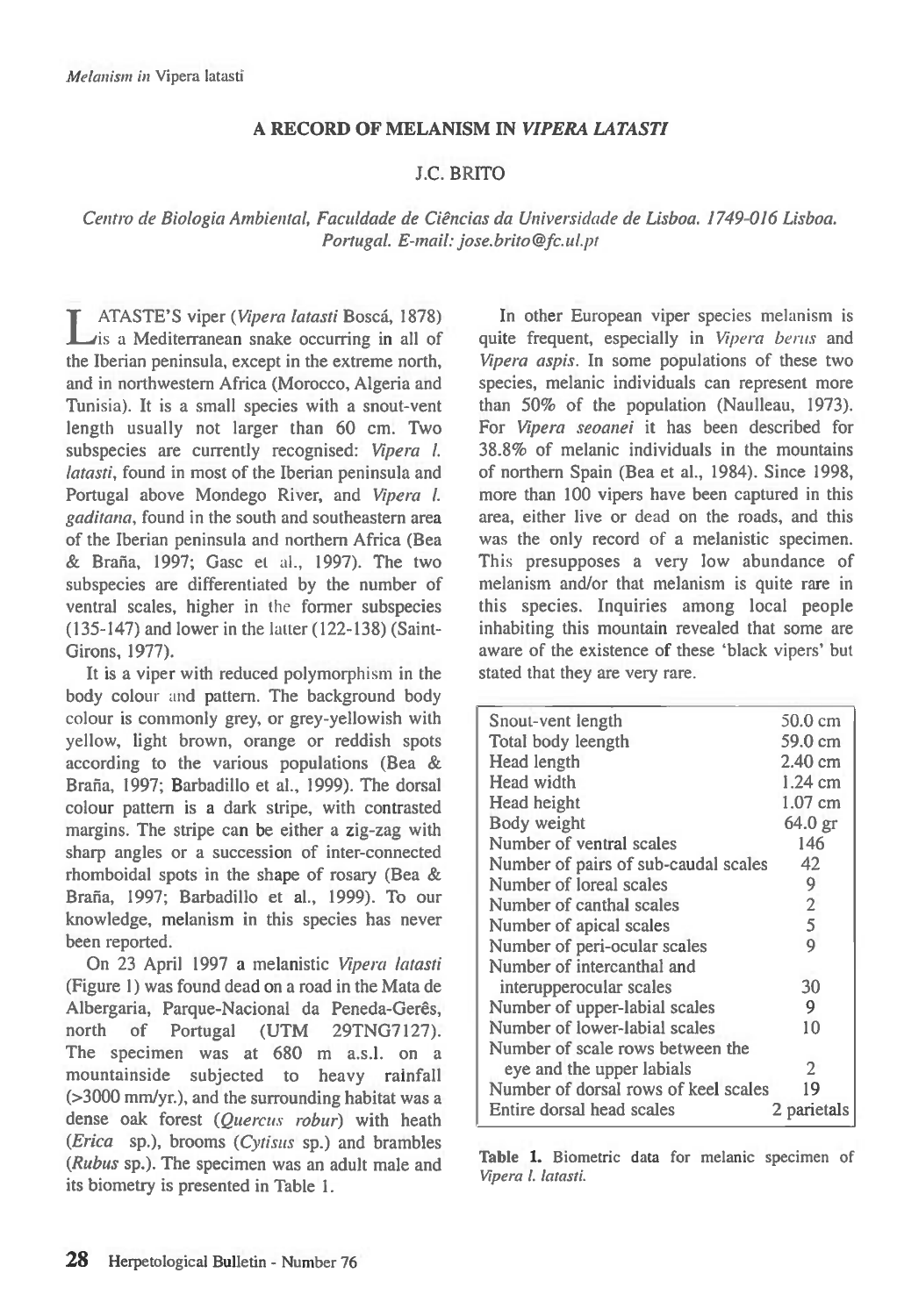# A RECORD OF MELANISM IN *VIPERA LATASTI*

J.C. BRITO

*Centro de Biologia Ambiental, Faculdade de Ciências da Universidade de Lisboa. 1749-016 Lisboa. Portugal. E-mail: jose.brito@fc.ul.pt*

LATASTE'S viper (*Vipera latasti* Boscá, 1878) is a Mediterranean snake occurring in all of the Iberian peninsula, except in the extreme north, and in northwestern Africa (Morocco, Algeria and Tunisia). It is a small species with a snout-vent length usually not larger than 60 cm. Two subspecies are currently recognised: *Vipera l. latasti*, found in most of the Iberian peninsula and Portugal above Mondego River, and *Vipera l. gaditana*, found in the south and southeastern area of the Iberian peninsula and northern Africa (Bea & Braña, 1997; Gasc et al., 1997). The two subspecies are differentiated by the number of ventral scales, higher in the former subspecies (135-147) and lower in the latter (122-138) (Saint-Girons, 1977).

It is a viper with reduced polymorphism in the body colour and pattern. The background body colour is commonly grey, or grey-yellowish with yellow, light brown, orange or reddish spots according to the various populations (Bea & Braña, 1997; Barbadillo et al., 1999). The dorsal colour pattern is a dark stripe, with contrasted margins. The stripe can be either a zig-zag with sharp angles or a succession of inter-connected rhomboidal spots in the shape of rosary (Bea & Braña, 1997; Barbadillo et al., 1999). To our knowledge, melanism in this species has never been reported.

On 23 April 1997 a melanistic *Vipera latasti* (Figure 1) was found dead on a road in the Mata de Albergaria, Parque-Nacional da Peneda-Gerês, north of Portugal (UTM 29TNG7127). The specimen was at 680 m a.s.l. on a mountainside subjected to heavy rainfall (>3000 mm/yr.), and the surrounding habitat was a dense oak forest (*Quercus robur*) with heath (*Erica* sp.), brooms (*Cytisus* sp.) and brambles (*Rubus* sp.). The specimen was an adult male and its biometry is presented in Table 1.

In other European viper species melanism is quite frequent, especially in *Vipera berus* and *Vipera aspis*. In some populations of these two species, melanic individuals can represent more than 50% of the population (Naulleau, 1973). For *Vipera seoanei* it has been described for 38.8% of melanic individuals in the mountains of northern Spain (Bea et al., 1984). Since 1998, more than 100 vipers have been captured in this area, either live or dead on the roads, and this was the only record of a melanistic specimen. This presupposes a very low abundance of melanism and/or that melanism is quite rare in this species. Inquiries among local people inhabiting this mountain revealed that some are aware of the existence of these 'black vipers' but stated that they are very rare.

| | |
|---|---|
| Snout-vent length | 50.0 cm |
| Total body leength | 59.0 cm |
| Head length | 2.40 cm |
| Head width | 1.24 cm |
| Head height | 1.07 cm |
| Body weight | 64.0 gr |
| Number of ventral scales | 146 |
| Number of pairs of sub-caudal scales | 42 |
| Number of loreal scales | 9 |
| Number of canthal scales | 2 |
| Number of apical scales | 5 |
| Number of peri-ocular scales | 9 |
| Number of intercanthal and interupperocular scales | 30 |
| Number of upper-labial scales | 9 |
| Number of lower-labial scales | 10 |
| Number of scale rows between the eye and the upper labials | 2 |
| Number of dorsal rows of keel scales | 19 |
| Entire dorsal head scales | 2 parietals |

**Table 1.** Biometric data for melanic specimen of *Vipera l. latasti.*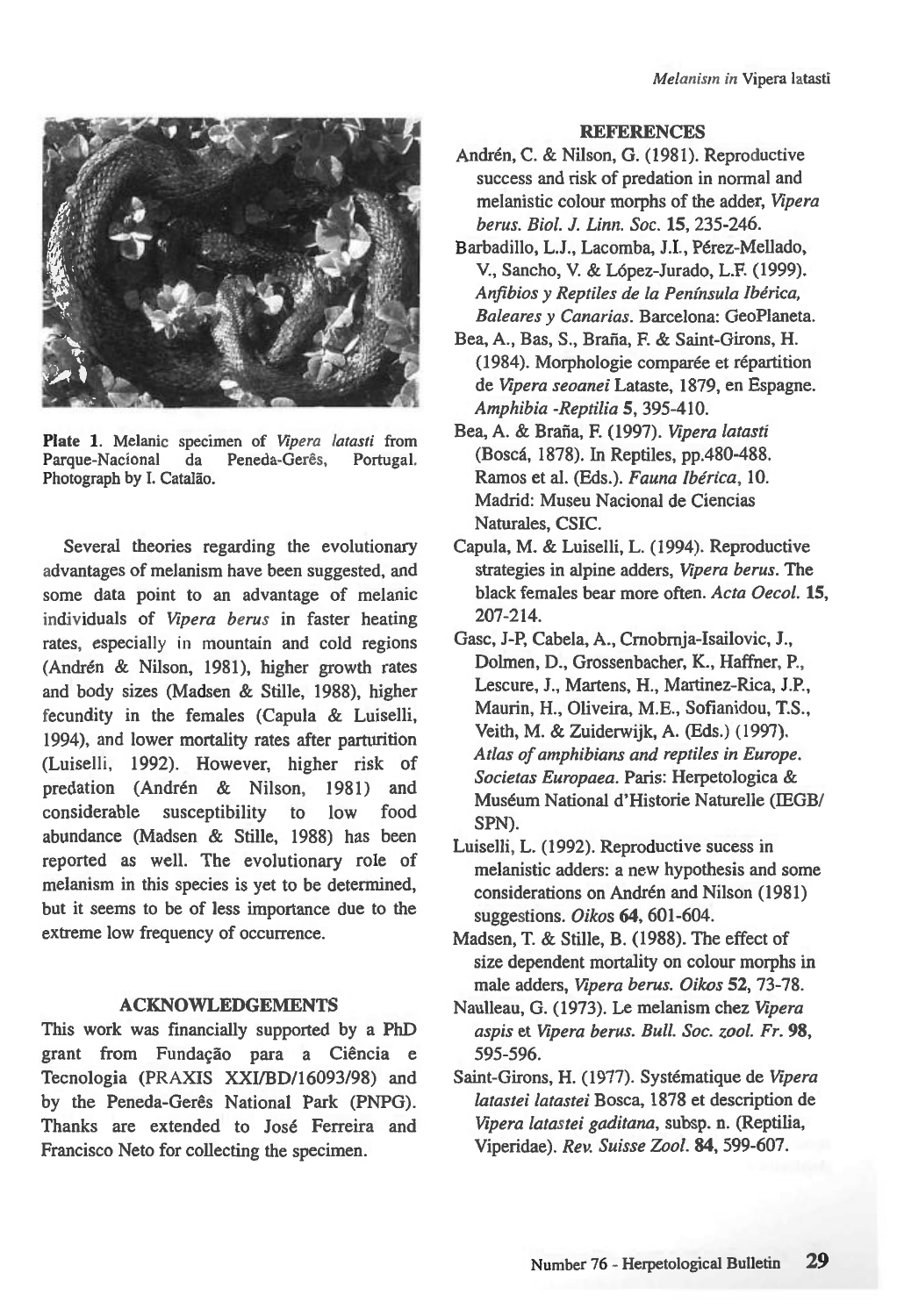Plate 1. Melanic specimen of *Vipera latasti* from Parque-Nacional da Peneda-Gerês, Portugal. Photograph by I. Catalão.

Several theories regarding the evolutionary advantages of melanism have been suggested, and some data point to an advantage of melanic individuals of *Vipera berus* in faster heating rates, especially in mountain and cold regions (Andrén & Nilson, 1981), higher growth rates and body sizes (Madsen & Stille, 1988), higher fecundity in the females (Capula & Luiselli, 1994), and lower mortality rates after parturition (Luiselli, 1992). However, higher risk of predation (Andrén & Nilson, 1981) and considerable susceptibility to low food abundance (Madsen & Stille, 1988) has been reported as well. The evolutionary role of melanism in this species is yet to be determined, but it seems to be of less importance due to the extreme low frequency of occurrence.

## ACKNOWLEDGEMENTS

This work was financially supported by a PhD grant from Fundação para a Ciência e Tecnologia (PRAXIS XXI/BD/16093/98) and by the Peneda-Gerês National Park (PNPG). Thanks are extended to José Ferreira and Francisco Neto for collecting the specimen.

## REFERENCES

Andrén, C. & Nilson, G. (1981). Reproductive success and risk of predation in normal and melanistic colour morphs of the adder, *Vipera berus*. *Biol. J. Linn. Soc.* **15**, 235-246.

Barbadillo, L.J., Lacomba, J.I., Pérez-Mellado, V., Sancho, V. & López-Jurado, L.F. (1999). *Anfibios y Reptiles de la Península Ibérica, Baleares y Canarias*. Barcelona: GeoPlaneta.

Bea, A., Bas, S., Braña, F. & Saint-Girons, H. (1984). Morphologie comparée et répartition de *Vipera seoanei* Lataste, 1879, en Espagne. *Amphibia -Reptilia* **5**, 395-410.

Bea, A. & Braña, F. (1997). *Vipera latasti* (Boscá, 1878). In Reptiles, pp.480-488. Ramos et al. (Eds.). *Fauna Ibérica*, 10. Madrid: Museu Nacional de Ciencias Naturales, CSIC.

Capula, M. & Luiselli, L. (1994). Reproductive strategies in alpine adders, *Vipera berus*. The black females bear more often. *Acta Oecol.* **15**, 207-214.

Gasc, J-P, Cabela, A., Crnobrnja-Isailovic, J., Dolmen, D., Grossenbacher, K., Haffner, P., Lescure, J., Martens, H., Martinez-Rica, J.P., Maurin, H., Oliveira, M.E., Sofianidou, T.S., Veith, M. & Zuiderwijk, A. (Eds.) (1997). *Atlas of amphibians and reptiles in Europe. Societas Europaea*. Paris: Herpetologica & Muséum National d'Historie Naturelle (IEGB/SPN).

Luiselli, L. (1992). Reproductive sucess in melanistic adders: a new hypothesis and some considerations on Andrén and Nilson (1981) suggestions. *Oikos* **64**, 601-604.

Madsen, T. & Stille, B. (1988). The effect of size dependent mortality on colour morphs in male adders, *Vipera berus*. *Oikos* **52**, 73-78.

Naulleau, G. (1973). Le melanism chez *Vipera aspis* et *Vipera berus*. *Bull. Soc. zool. Fr.* **98**, 595-596.

Saint-Girons, H. (1977). Systématique de *Vipera latastei latastei* Bosca, 1878 et description de *Vipera latastei gaditana*, subsp. n. (Reptilia, Viperidae). *Rev. Suisse Zool.* **84**, 599-607.